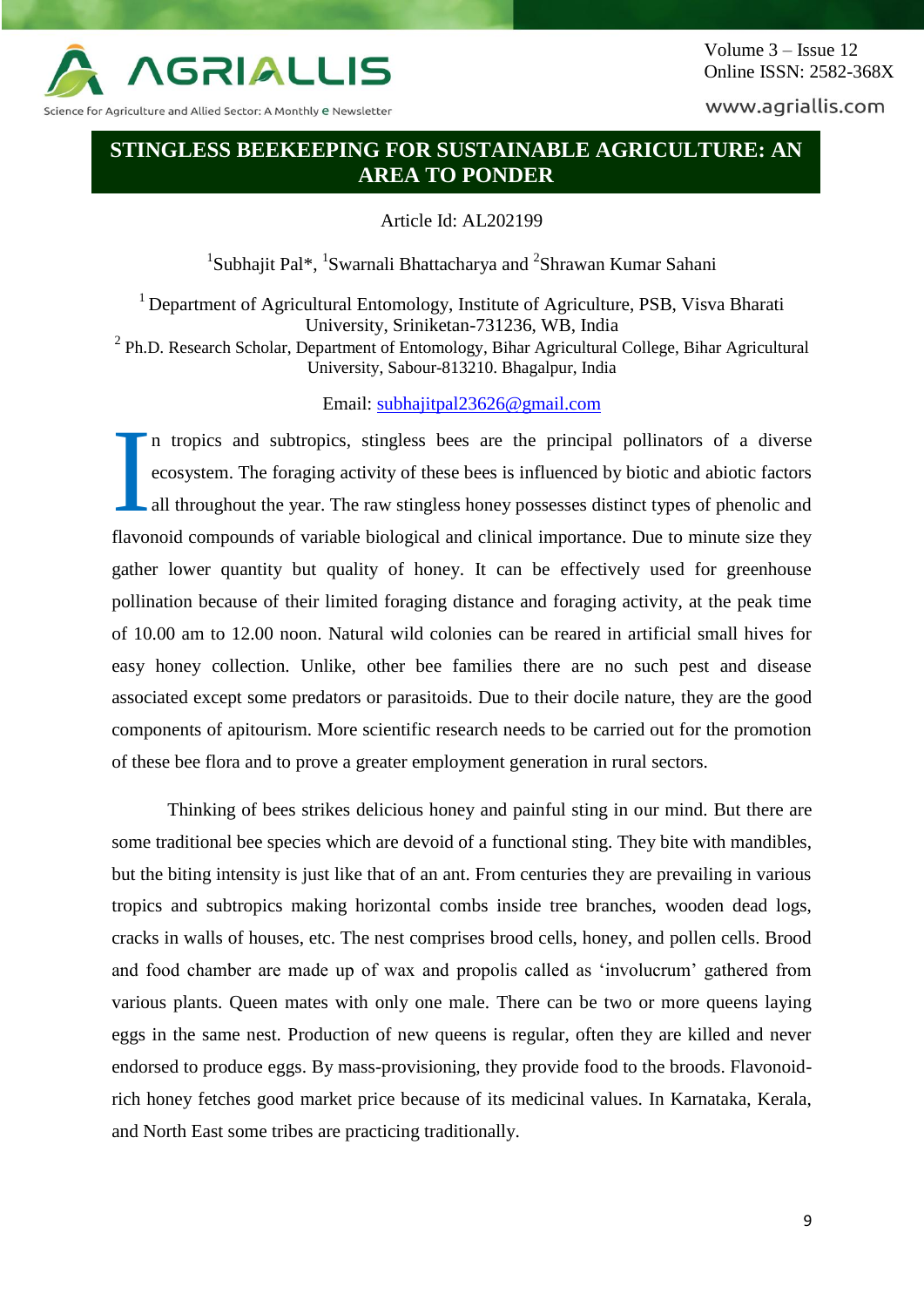# STINGLESS BEEKEEPING FOR SUSTAINABLE AGRICULTURE: AN AREA TO PONDER

Article Id: AL202199

[1]Subhajit Pal*, [1]Swarnali Bhattacharya and [2]Shrawan Kumar Sahani

[1] Department of Agricultural Entomology, Institute of Agriculture, PSB, Visva Bharati University, Sriniketan-731236, WB, India

[2] Ph.D. Research Scholar, Department of Entomology, Bihar Agricultural College, Bihar Agricultural University, Sabour-813210. Bhagalpur, India

Email: subhajitpal23626@gmail.com

In tropics and subtropics, stingless bees are the principal pollinators of a diverse ecosystem. The foraging activity of these bees is influenced by biotic and abiotic factors all throughout the year. The raw stingless honey possesses distinct types of phenolic and flavonoid compounds of variable biological and clinical importance. Due to minute size they gather lower quantity but quality of honey. It can be effectively used for greenhouse pollination because of their limited foraging distance and foraging activity, at the peak time of 10.00 am to 12.00 noon. Natural wild colonies can be reared in artificial small hives for easy honey collection. Unlike, other bee families there are no such pest and disease associated except some predators or parasitoids. Due to their docile nature, they are the good components of apitourism. More scientific research needs to be carried out for the promotion of these bee flora and to prove a greater employment generation in rural sectors.

Thinking of bees strikes delicious honey and painful sting in our mind. But there are some traditional bee species which are devoid of a functional sting. They bite with mandibles, but the biting intensity is just like that of an ant. From centuries they are prevailing in various tropics and subtropics making horizontal combs inside tree branches, wooden dead logs, cracks in walls of houses, etc. The nest comprises brood cells, honey, and pollen cells. Brood and food chamber are made up of wax and propolis called as 'involucrum' gathered from various plants. Queen mates with only one male. There can be two or more queens laying eggs in the same nest. Production of new queens is regular, often they are killed and never endorsed to produce eggs. By mass-provisioning, they provide food to the broods. Flavonoid-rich honey fetches good market price because of its medicinal values. In Karnataka, Kerala, and North East some tribes are practicing traditionally.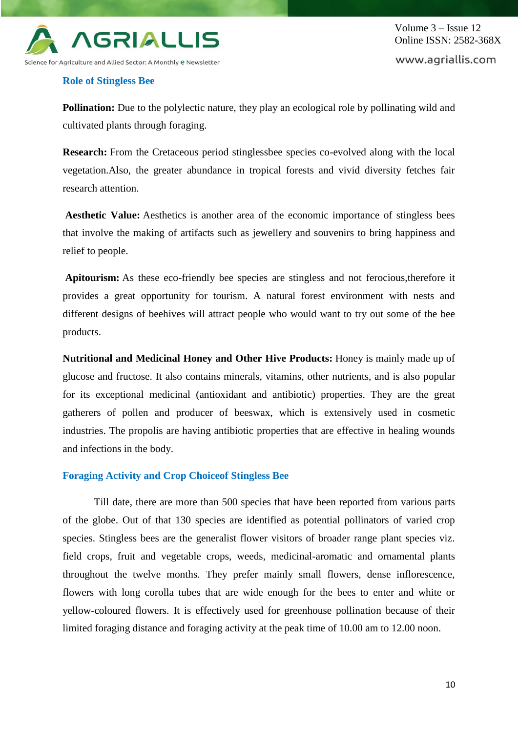## Role of Stingless Bee

**Pollination:** Due to the polylectic nature, they play an ecological role by pollinating wild and cultivated plants through foraging.

**Research:** From the Cretaceous period stinglessbee species co-evolved along with the local vegetation.Also, the greater abundance in tropical forests and vivid diversity fetches fair research attention.

**Aesthetic Value:** Aesthetics is another area of the economic importance of stingless bees that involve the making of artifacts such as jewellery and souvenirs to bring happiness and relief to people.

**Apitourism:** As these eco-friendly bee species are stingless and not ferocious,therefore it provides a great opportunity for tourism. A natural forest environment with nests and different designs of beehives will attract people who would want to try out some of the bee products.

**Nutritional and Medicinal Honey and Other Hive Products:** Honey is mainly made up of glucose and fructose. It also contains minerals, vitamins, other nutrients, and is also popular for its exceptional medicinal (antioxidant and antibiotic) properties. They are the great gatherers of pollen and producer of beeswax, which is extensively used in cosmetic industries. The propolis are having antibiotic properties that are effective in healing wounds and infections in the body.

## Foraging Activity and Crop Choiceof Stingless Bee

Till date, there are more than 500 species that have been reported from various parts of the globe. Out of that 130 species are identified as potential pollinators of varied crop species. Stingless bees are the generalist flower visitors of broader range plant species viz. field crops, fruit and vegetable crops, weeds, medicinal-aromatic and ornamental plants throughout the twelve months. They prefer mainly small flowers, dense inflorescence, flowers with long corolla tubes that are wide enough for the bees to enter and white or yellow-coloured flowers. It is effectively used for greenhouse pollination because of their limited foraging distance and foraging activity at the peak time of 10.00 am to 12.00 noon.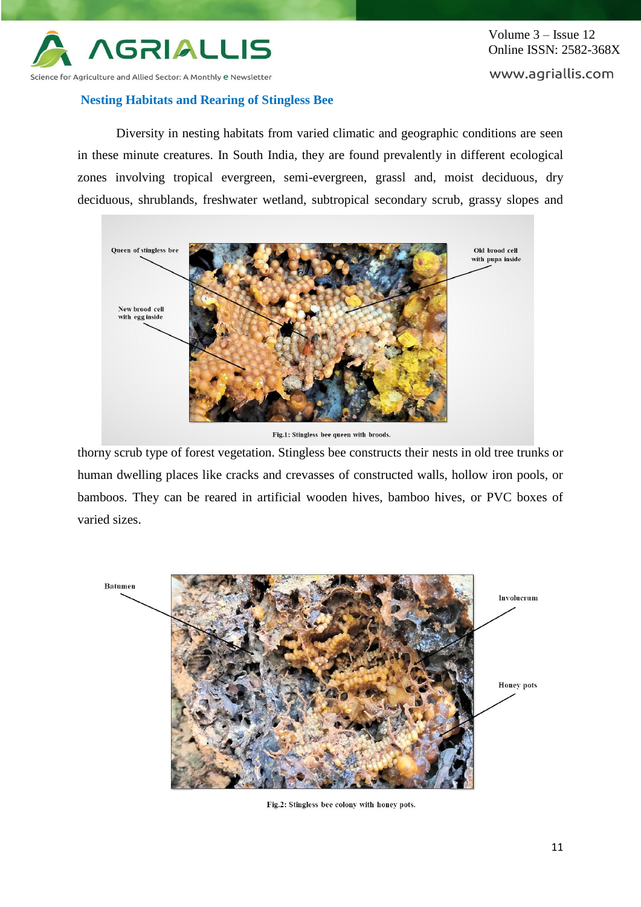## Nesting Habitats and Rearing of Stingless Bee

Diversity in nesting habitats from varied climatic and geographic conditions are seen in these minute creatures. In South India, they are found prevalently in different ecological zones involving tropical evergreen, semi-evergreen, grassl and, moist deciduous, dry deciduous, shrublands, freshwater wetland, subtropical secondary scrub, grassy slopes and thorny scrub type of forest vegetation. Stingless bee constructs their nests in old tree trunks or human dwelling places like cracks and crevasses of constructed walls, hollow iron pools, or bamboos. They can be reared in artificial wooden hives, bamboo hives, or PVC boxes of varied sizes.

Fig.1: Stingless bee queen with broods.

Fig.2: Stingless bee colony with honey pots.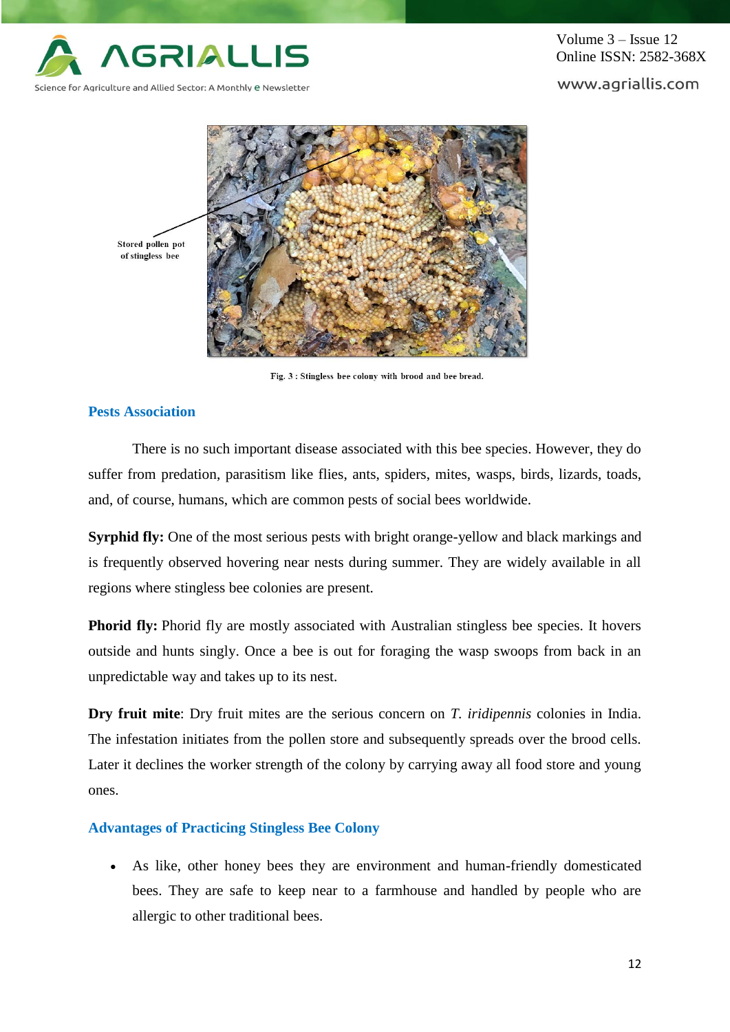Stored pollen pot of stingless bee

Fig. 3 : Stingless bee colony with brood and bee bread.

## Pests Association

There is no such important disease associated with this bee species. However, they do suffer from predation, parasitism like flies, ants, spiders, mites, wasps, birds, lizards, toads, and, of course, humans, which are common pests of social bees worldwide.

**Syrphid fly:** One of the most serious pests with bright orange-yellow and black markings and is frequently observed hovering near nests during summer. They are widely available in all regions where stingless bee colonies are present.

**Phorid fly:** Phorid fly are mostly associated with Australian stingless bee species. It hovers outside and hunts singly. Once a bee is out for foraging the wasp swoops from back in an unpredictable way and takes up to its nest.

**Dry fruit mite**: Dry fruit mites are the serious concern on *T. iridipennis* colonies in India. The infestation initiates from the pollen store and subsequently spreads over the brood cells. Later it declines the worker strength of the colony by carrying away all food store and young ones.

## Advantages of Practicing Stingless Bee Colony

- As like, other honey bees they are environment and human-friendly domesticated bees. They are safe to keep near to a farmhouse and handled by people who are allergic to other traditional bees.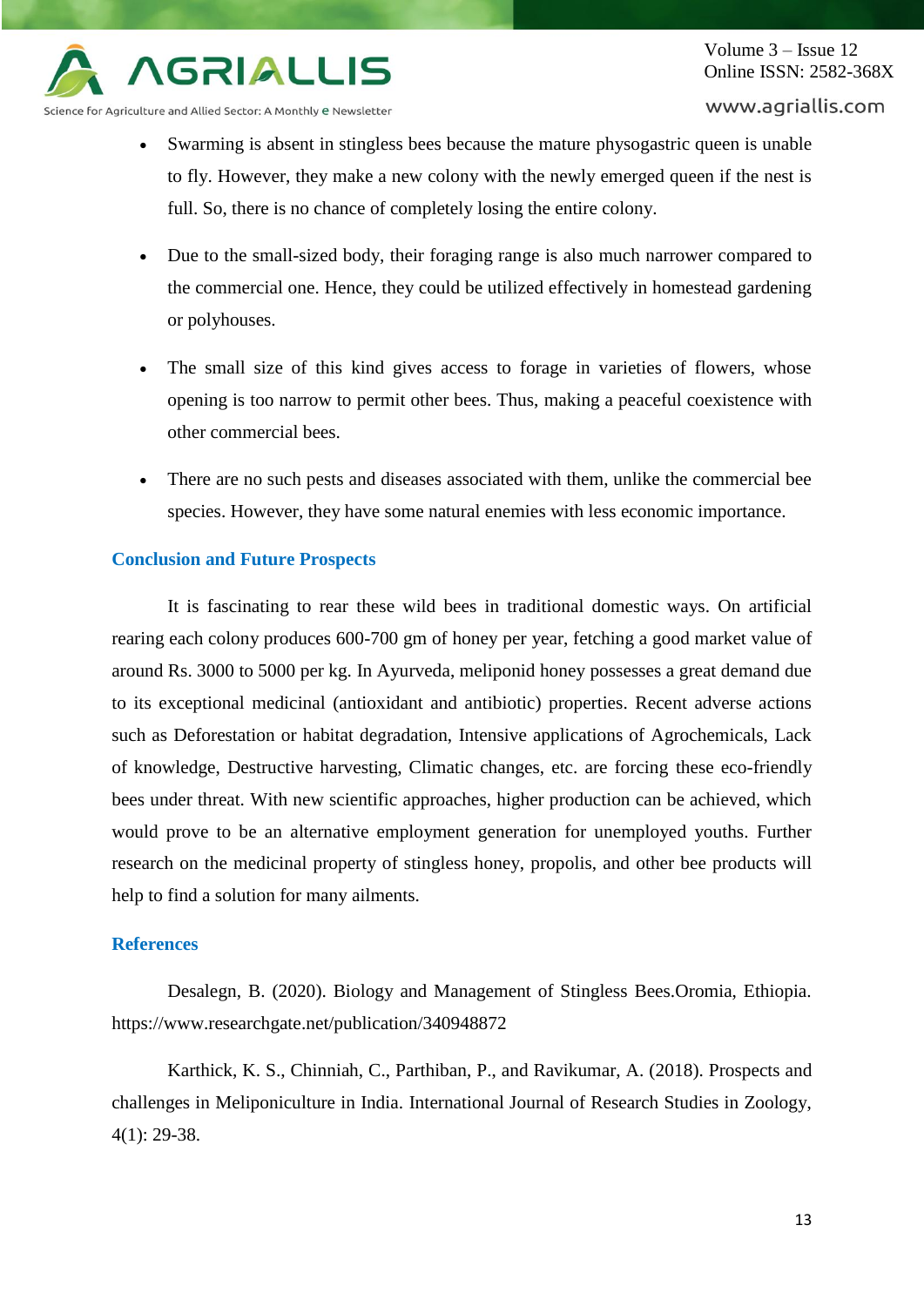- Swarming is absent in stingless bees because the mature physogastric queen is unable to fly. However, they make a new colony with the newly emerged queen if the nest is full. So, there is no chance of completely losing the entire colony.

- Due to the small-sized body, their foraging range is also much narrower compared to the commercial one. Hence, they could be utilized effectively in homestead gardening or polyhouses.

- The small size of this kind gives access to forage in varieties of flowers, whose opening is too narrow to permit other bees. Thus, making a peaceful coexistence with other commercial bees.

- There are no such pests and diseases associated with them, unlike the commercial bee species. However, they have some natural enemies with less economic importance.

## Conclusion and Future Prospects

It is fascinating to rear these wild bees in traditional domestic ways. On artificial rearing each colony produces 600-700 gm of honey per year, fetching a good market value of around Rs. 3000 to 5000 per kg. In Ayurveda, meliponid honey possesses a great demand due to its exceptional medicinal (antioxidant and antibiotic) properties. Recent adverse actions such as Deforestation or habitat degradation, Intensive applications of Agrochemicals, Lack of knowledge, Destructive harvesting, Climatic changes, etc. are forcing these eco-friendly bees under threat. With new scientific approaches, higher production can be achieved, which would prove to be an alternative employment generation for unemployed youths. Further research on the medicinal property of stingless honey, propolis, and other bee products will help to find a solution for many ailments.

## References

Desalegn, B. (2020). Biology and Management of Stingless Bees.Oromia, Ethiopia. https://www.researchgate.net/publication/340948872

Karthick, K. S., Chinniah, C., Parthiban, P., and Ravikumar, A. (2018). Prospects and challenges in Meliponiculture in India. International Journal of Research Studies in Zoology, 4(1): 29-38.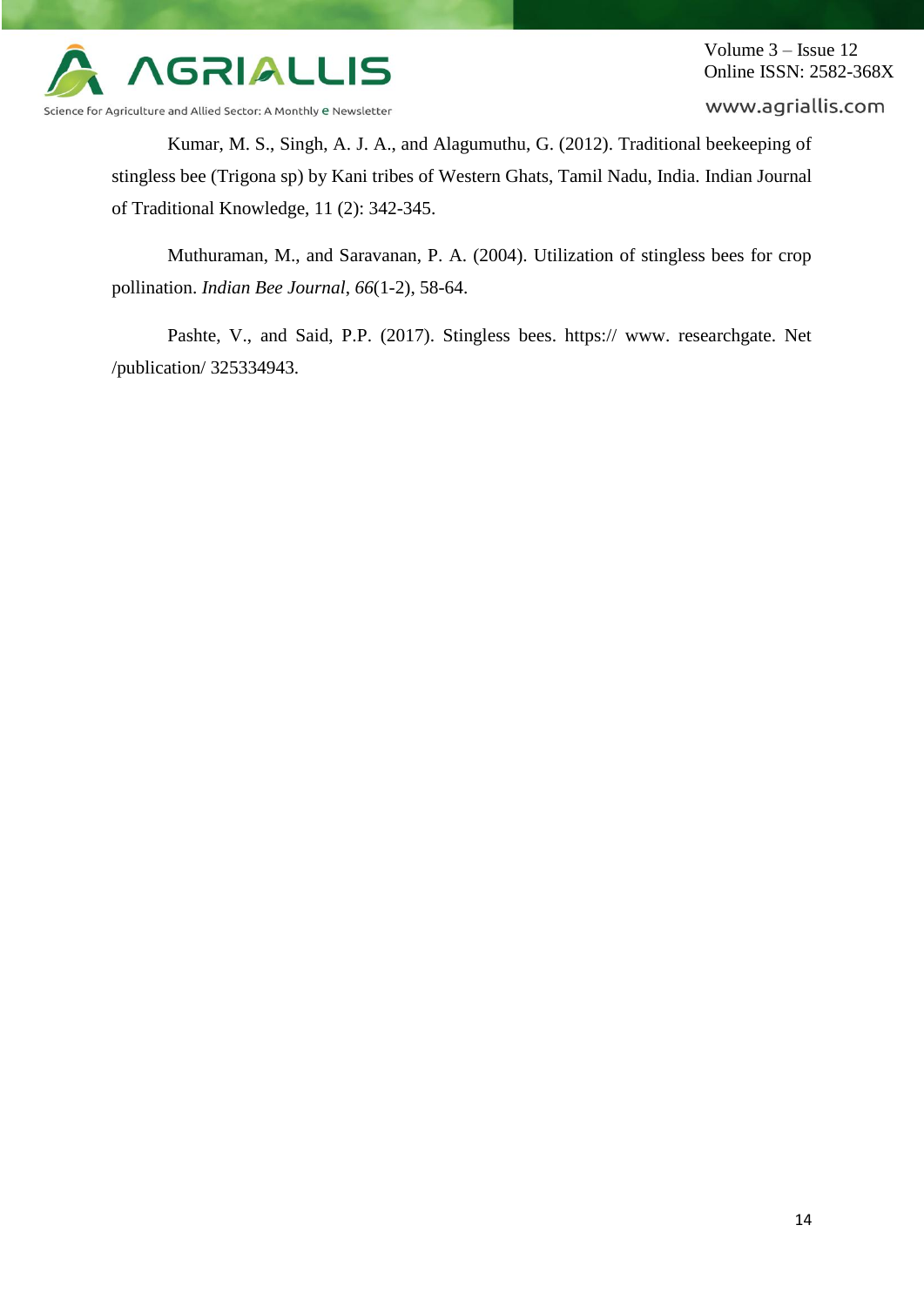Kumar, M. S., Singh, A. J. A., and Alagumuthu, G. (2012). Traditional beekeeping of stingless bee (Trigona sp) by Kani tribes of Western Ghats, Tamil Nadu, India. Indian Journal of Traditional Knowledge, 11 (2): 342-345.

Muthuraman, M., and Saravanan, P. A. (2004). Utilization of stingless bees for crop pollination. *Indian Bee Journal*, *66*(1-2), 58-64.

Pashte, V., and Said, P.P. (2017). Stingless bees. https:// www. researchgate. Net /publication/ 325334943.